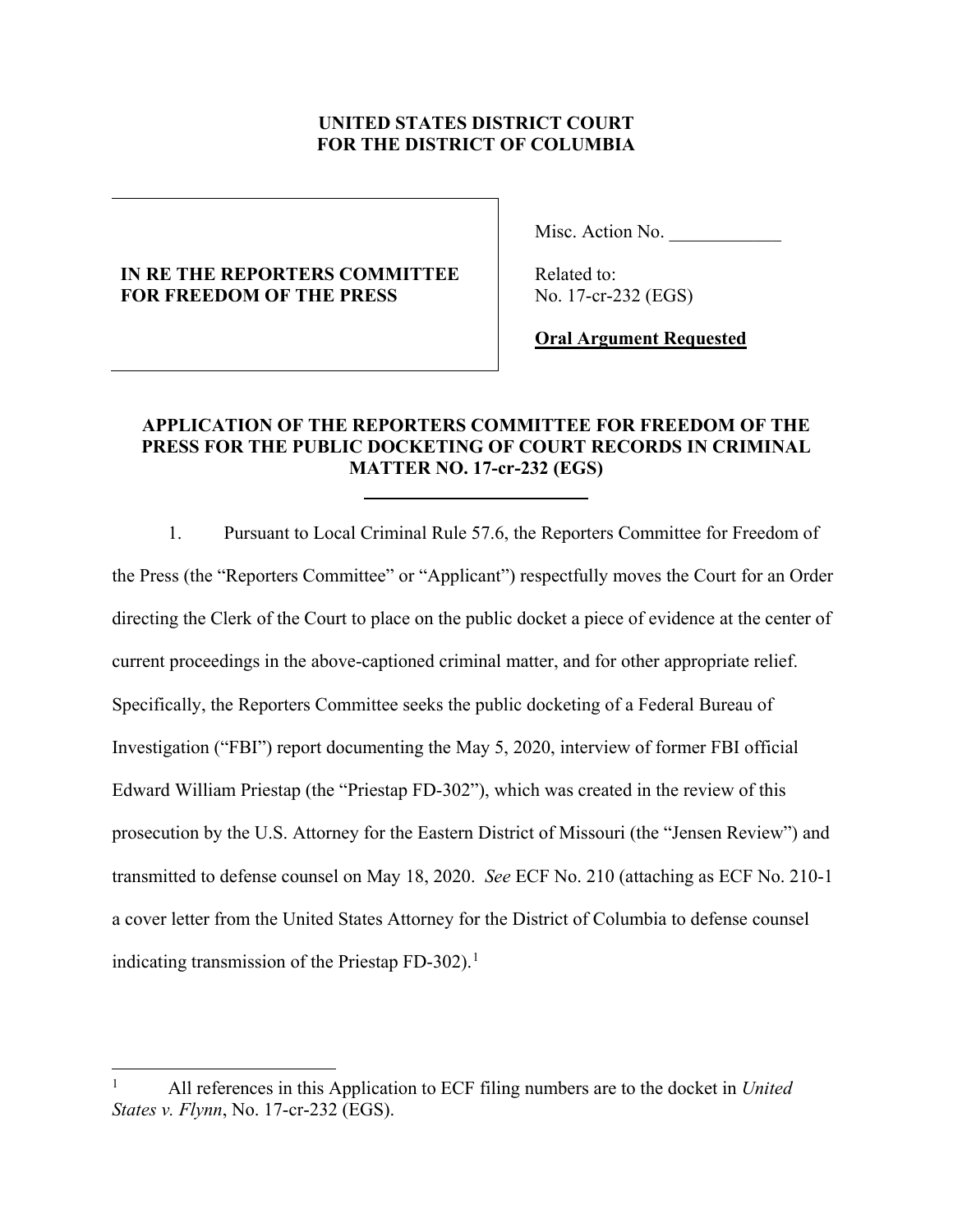**UNITED STATES DISTRICT COURT**
**FOR THE DISTRICT OF COLUMBIA**

| | |
|---|---|
| **IN RE THE REPORTERS COMMITTEE FOR FREEDOM OF THE PRESS** | Misc. Action No. ____________<br><br>Related to:<br>No. 17-cr-232 (EGS)<br><br>**Oral Argument Requested** |

**APPLICATION OF THE REPORTERS COMMITTEE FOR FREEDOM OF THE PRESS FOR THE PUBLIC DOCKETING OF COURT RECORDS IN CRIMINAL MATTER NO. 17-cr-232 (EGS)**

1. Pursuant to Local Criminal Rule 57.6, the Reporters Committee for Freedom of the Press (the "Reporters Committee" or "Applicant") respectfully moves the Court for an Order directing the Clerk of the Court to place on the public docket a piece of evidence at the center of current proceedings in the above-captioned criminal matter, and for other appropriate relief. Specifically, the Reporters Committee seeks the public docketing of a Federal Bureau of Investigation ("FBI") report documenting the May 5, 2020, interview of former FBI official Edward William Priestap (the "Priestap FD-302"), which was created in the review of this prosecution by the U.S. Attorney for the Eastern District of Missouri (the "Jensen Review") and transmitted to defense counsel on May 18, 2020. *See* ECF No. 210 (attaching as ECF No. 210-1 a cover letter from the United States Attorney for the District of Columbia to defense counsel indicating transmission of the Priestap FD-302).[1]

---

[1] All references in this Application to ECF filing numbers are to the docket in *United States v. Flynn*, No. 17-cr-232 (EGS).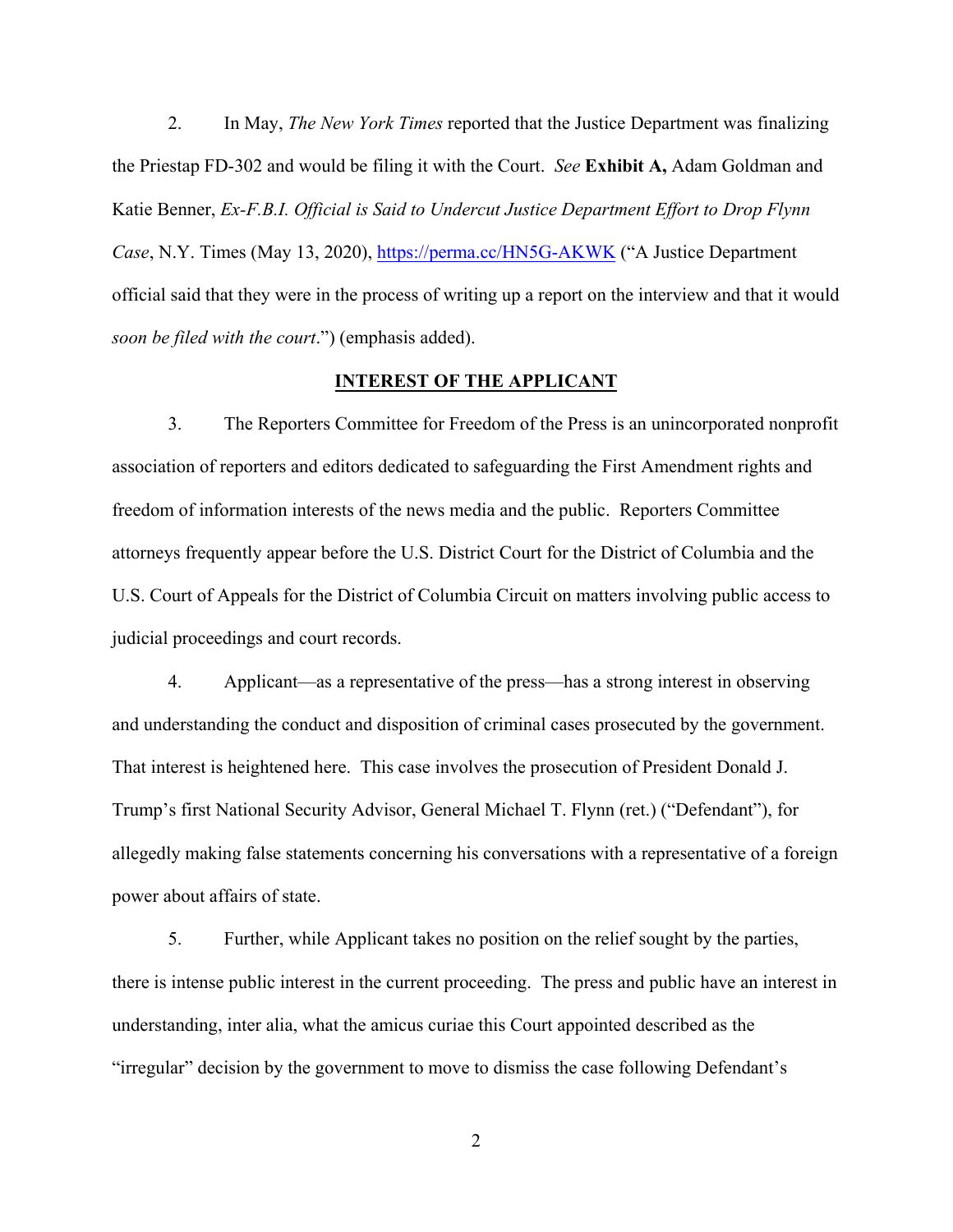2. In May, *The New York Times* reported that the Justice Department was finalizing the Priestap FD-302 and would be filing it with the Court. *See* **Exhibit A,** Adam Goldman and Katie Benner, *Ex-F.B.I. Official is Said to Undercut Justice Department Effort to Drop Flynn Case*, N.Y. Times (May 13, 2020), https://perma.cc/HN5G-AKWK ("A Justice Department official said that they were in the process of writing up a report on the interview and that it would *soon be filed with the court*.") (emphasis added).

## INTEREST OF THE APPLICANT

3. The Reporters Committee for Freedom of the Press is an unincorporated nonprofit association of reporters and editors dedicated to safeguarding the First Amendment rights and freedom of information interests of the news media and the public. Reporters Committee attorneys frequently appear before the U.S. District Court for the District of Columbia and the U.S. Court of Appeals for the District of Columbia Circuit on matters involving public access to judicial proceedings and court records.

4. Applicant—as a representative of the press—has a strong interest in observing and understanding the conduct and disposition of criminal cases prosecuted by the government. That interest is heightened here. This case involves the prosecution of President Donald J. Trump's first National Security Advisor, General Michael T. Flynn (ret.) ("Defendant"), for allegedly making false statements concerning his conversations with a representative of a foreign power about affairs of state.

5. Further, while Applicant takes no position on the relief sought by the parties, there is intense public interest in the current proceeding. The press and public have an interest in understanding, inter alia, what the amicus curiae this Court appointed described as the "irregular" decision by the government to move to dismiss the case following Defendant's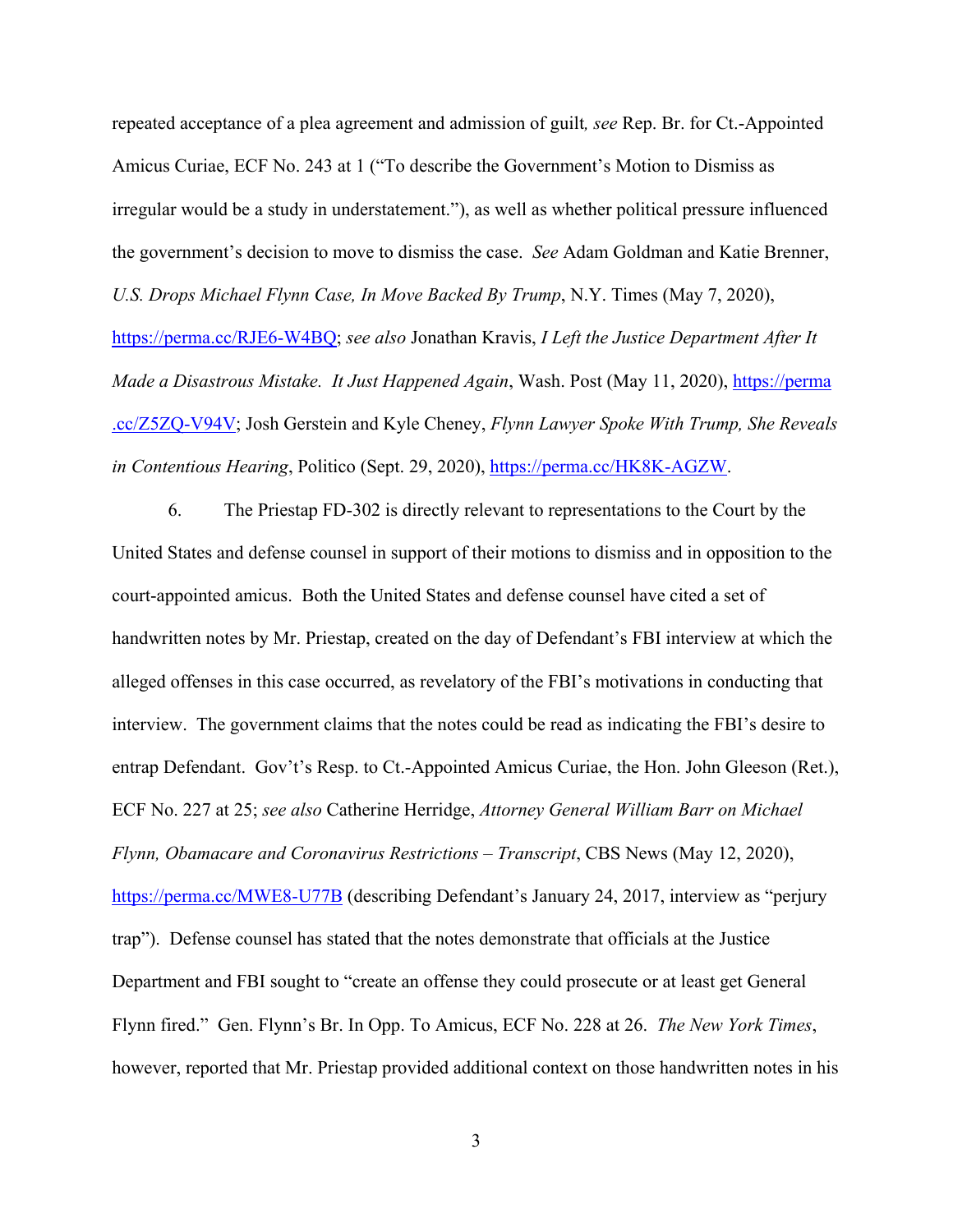repeated acceptance of a plea agreement and admission of guilt*, see* Rep. Br. for Ct.-Appointed Amicus Curiae, ECF No. 243 at 1 ("To describe the Government's Motion to Dismiss as irregular would be a study in understatement."), as well as whether political pressure influenced the government's decision to move to dismiss the case. *See* Adam Goldman and Katie Brenner, *U.S. Drops Michael Flynn Case, In Move Backed By Trump*, N.Y. Times (May 7, 2020), https://perma.cc/RJE6-W4BQ; *see also* Jonathan Kravis, *I Left the Justice Department After It Made a Disastrous Mistake. It Just Happened Again*, Wash. Post (May 11, 2020), https://perma.cc/Z5ZQ-V94V; Josh Gerstein and Kyle Cheney, *Flynn Lawyer Spoke With Trump, She Reveals in Contentious Hearing*, Politico (Sept. 29, 2020), https://perma.cc/HK8K-AGZW.

6. The Priestap FD-302 is directly relevant to representations to the Court by the United States and defense counsel in support of their motions to dismiss and in opposition to the court-appointed amicus. Both the United States and defense counsel have cited a set of handwritten notes by Mr. Priestap, created on the day of Defendant's FBI interview at which the alleged offenses in this case occurred, as revelatory of the FBI's motivations in conducting that interview. The government claims that the notes could be read as indicating the FBI's desire to entrap Defendant. Gov't's Resp. to Ct.-Appointed Amicus Curiae, the Hon. John Gleeson (Ret.), ECF No. 227 at 25; *see also* Catherine Herridge, *Attorney General William Barr on Michael Flynn, Obamacare and Coronavirus Restrictions – Transcript*, CBS News (May 12, 2020), https://perma.cc/MWE8-U77B (describing Defendant's January 24, 2017, interview as "perjury trap"). Defense counsel has stated that the notes demonstrate that officials at the Justice Department and FBI sought to "create an offense they could prosecute or at least get General Flynn fired." Gen. Flynn's Br. In Opp. To Amicus, ECF No. 228 at 26. *The New York Times*, however, reported that Mr. Priestap provided additional context on those handwritten notes in his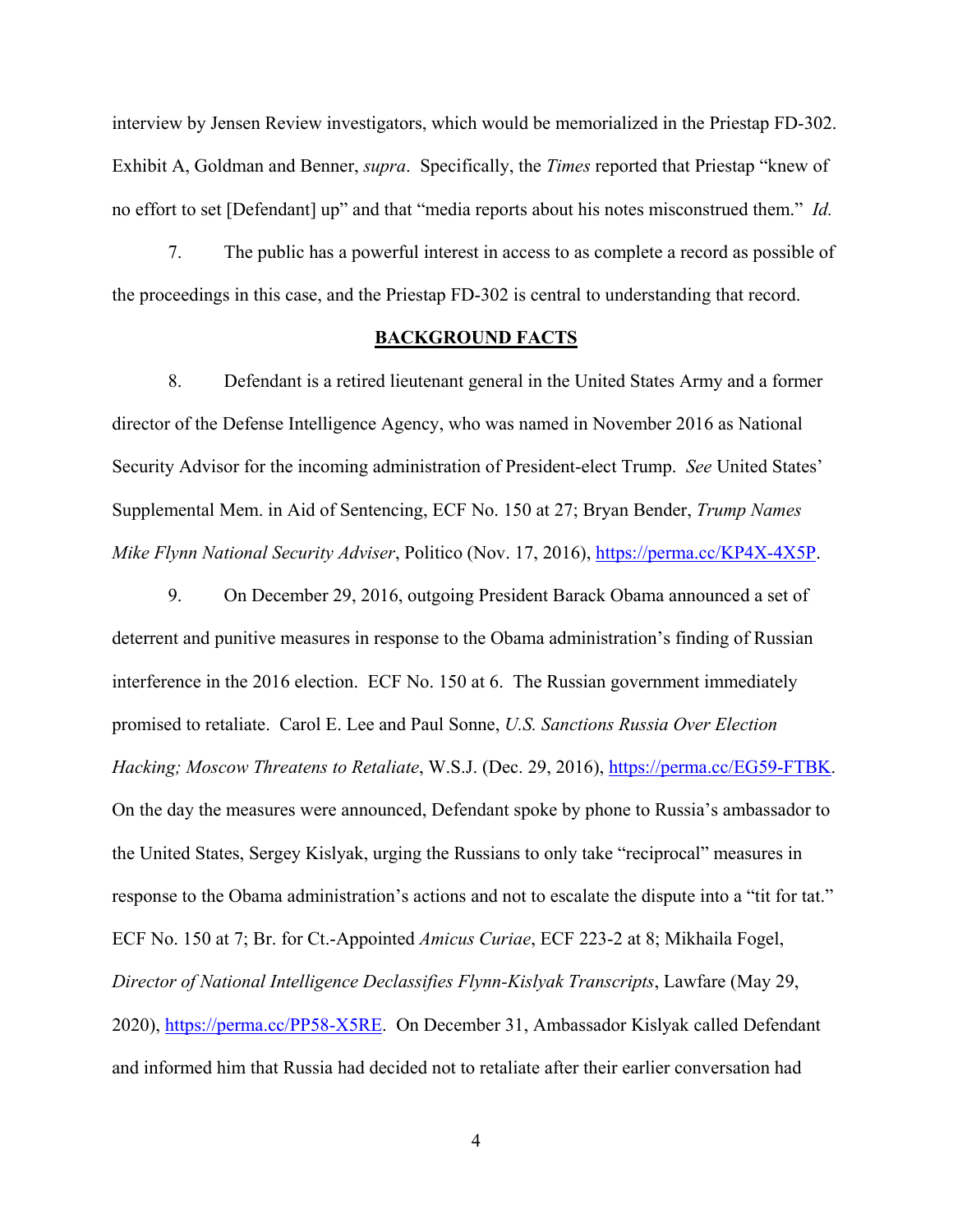interview by Jensen Review investigators, which would be memorialized in the Priestap FD-302. Exhibit A, Goldman and Benner, *supra*. Specifically, the *Times* reported that Priestap "knew of no effort to set [Defendant] up" and that "media reports about his notes misconstrued them." *Id.*

7. The public has a powerful interest in access to as complete a record as possible of the proceedings in this case, and the Priestap FD-302 is central to understanding that record.

## BACKGROUND FACTS

8. Defendant is a retired lieutenant general in the United States Army and a former director of the Defense Intelligence Agency, who was named in November 2016 as National Security Advisor for the incoming administration of President-elect Trump. *See* United States' Supplemental Mem. in Aid of Sentencing, ECF No. 150 at 27; Bryan Bender, *Trump Names Mike Flynn National Security Adviser*, Politico (Nov. 17, 2016), https://perma.cc/KP4X-4X5P.

9. On December 29, 2016, outgoing President Barack Obama announced a set of deterrent and punitive measures in response to the Obama administration's finding of Russian interference in the 2016 election. ECF No. 150 at 6. The Russian government immediately promised to retaliate. Carol E. Lee and Paul Sonne, *U.S. Sanctions Russia Over Election Hacking; Moscow Threatens to Retaliate*, W.S.J. (Dec. 29, 2016), https://perma.cc/EG59-FTBK. On the day the measures were announced, Defendant spoke by phone to Russia's ambassador to the United States, Sergey Kislyak, urging the Russians to only take "reciprocal" measures in response to the Obama administration's actions and not to escalate the dispute into a "tit for tat." ECF No. 150 at 7; Br. for Ct.-Appointed *Amicus Curiae*, ECF 223-2 at 8; Mikhaila Fogel, *Director of National Intelligence Declassifies Flynn-Kislyak Transcripts*, Lawfare (May 29, 2020), https://perma.cc/PP58-X5RE. On December 31, Ambassador Kislyak called Defendant and informed him that Russia had decided not to retaliate after their earlier conversation had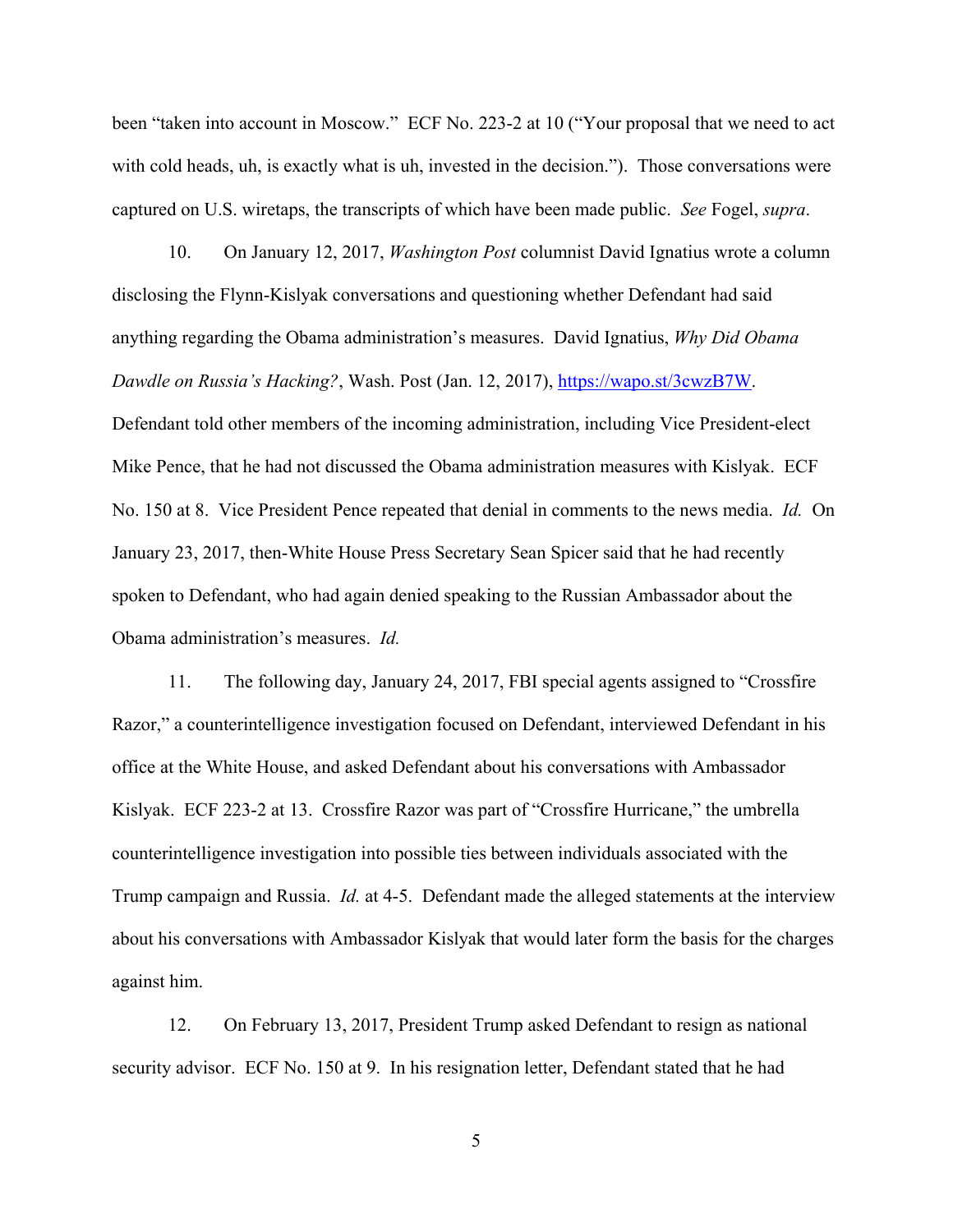been "taken into account in Moscow." ECF No. 223-2 at 10 ("Your proposal that we need to act with cold heads, uh, is exactly what is uh, invested in the decision."). Those conversations were captured on U.S. wiretaps, the transcripts of which have been made public. *See* Fogel, *supra*.

10. On January 12, 2017, *Washington Post* columnist David Ignatius wrote a column disclosing the Flynn-Kislyak conversations and questioning whether Defendant had said anything regarding the Obama administration's measures. David Ignatius, *Why Did Obama Dawdle on Russia's Hacking?*, Wash. Post (Jan. 12, 2017), https://wapo.st/3cwzB7W. Defendant told other members of the incoming administration, including Vice President-elect Mike Pence, that he had not discussed the Obama administration measures with Kislyak. ECF No. 150 at 8. Vice President Pence repeated that denial in comments to the news media. *Id.* On January 23, 2017, then-White House Press Secretary Sean Spicer said that he had recently spoken to Defendant, who had again denied speaking to the Russian Ambassador about the Obama administration's measures. *Id.*

11. The following day, January 24, 2017, FBI special agents assigned to "Crossfire Razor," a counterintelligence investigation focused on Defendant, interviewed Defendant in his office at the White House, and asked Defendant about his conversations with Ambassador Kislyak. ECF 223-2 at 13. Crossfire Razor was part of "Crossfire Hurricane," the umbrella counterintelligence investigation into possible ties between individuals associated with the Trump campaign and Russia. *Id.* at 4-5. Defendant made the alleged statements at the interview about his conversations with Ambassador Kislyak that would later form the basis for the charges against him.

12. On February 13, 2017, President Trump asked Defendant to resign as national security advisor. ECF No. 150 at 9. In his resignation letter, Defendant stated that he had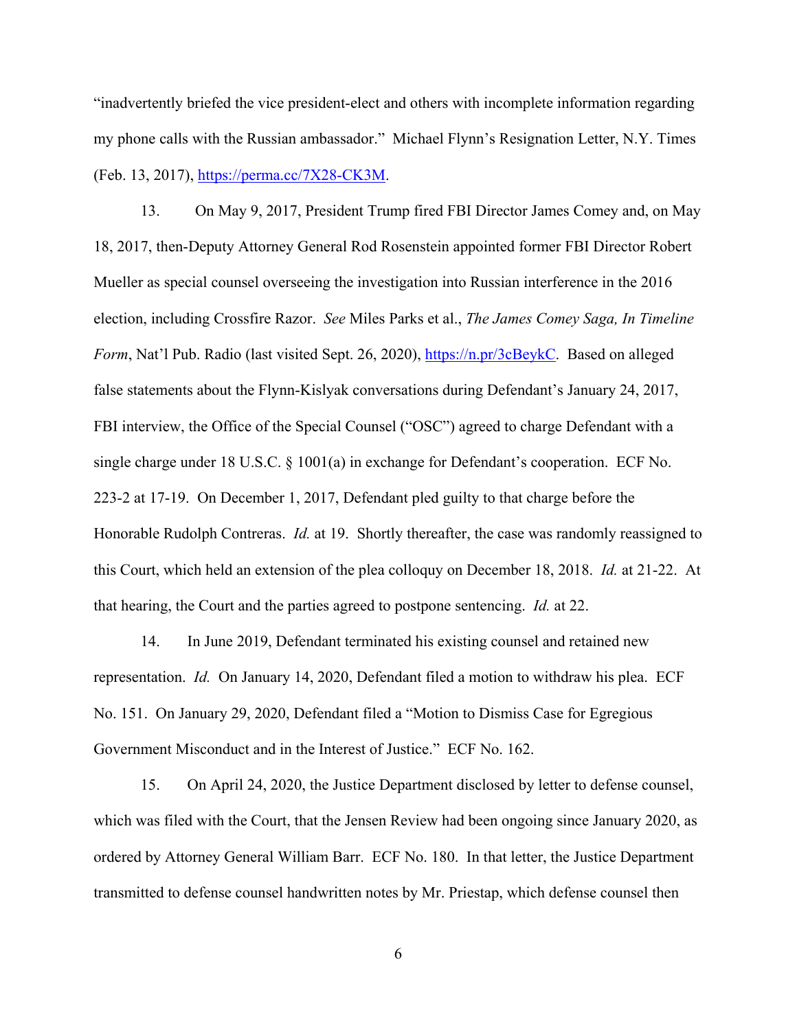"inadvertently briefed the vice president-elect and others with incomplete information regarding my phone calls with the Russian ambassador." Michael Flynn's Resignation Letter, N.Y. Times (Feb. 13, 2017), https://perma.cc/7X28-CK3M.

13. On May 9, 2017, President Trump fired FBI Director James Comey and, on May 18, 2017, then-Deputy Attorney General Rod Rosenstein appointed former FBI Director Robert Mueller as special counsel overseeing the investigation into Russian interference in the 2016 election, including Crossfire Razor. *See* Miles Parks et al., *The James Comey Saga, In Timeline Form*, Nat'l Pub. Radio (last visited Sept. 26, 2020), https://n.pr/3cBeykC. Based on alleged false statements about the Flynn-Kislyak conversations during Defendant's January 24, 2017, FBI interview, the Office of the Special Counsel ("OSC") agreed to charge Defendant with a single charge under 18 U.S.C. § 1001(a) in exchange for Defendant's cooperation. ECF No. 223-2 at 17-19. On December 1, 2017, Defendant pled guilty to that charge before the Honorable Rudolph Contreras. *Id.* at 19. Shortly thereafter, the case was randomly reassigned to this Court, which held an extension of the plea colloquy on December 18, 2018. *Id.* at 21-22. At that hearing, the Court and the parties agreed to postpone sentencing. *Id.* at 22.

14. In June 2019, Defendant terminated his existing counsel and retained new representation. *Id.* On January 14, 2020, Defendant filed a motion to withdraw his plea. ECF No. 151. On January 29, 2020, Defendant filed a "Motion to Dismiss Case for Egregious Government Misconduct and in the Interest of Justice." ECF No. 162.

15. On April 24, 2020, the Justice Department disclosed by letter to defense counsel, which was filed with the Court, that the Jensen Review had been ongoing since January 2020, as ordered by Attorney General William Barr. ECF No. 180. In that letter, the Justice Department transmitted to defense counsel handwritten notes by Mr. Priestap, which defense counsel then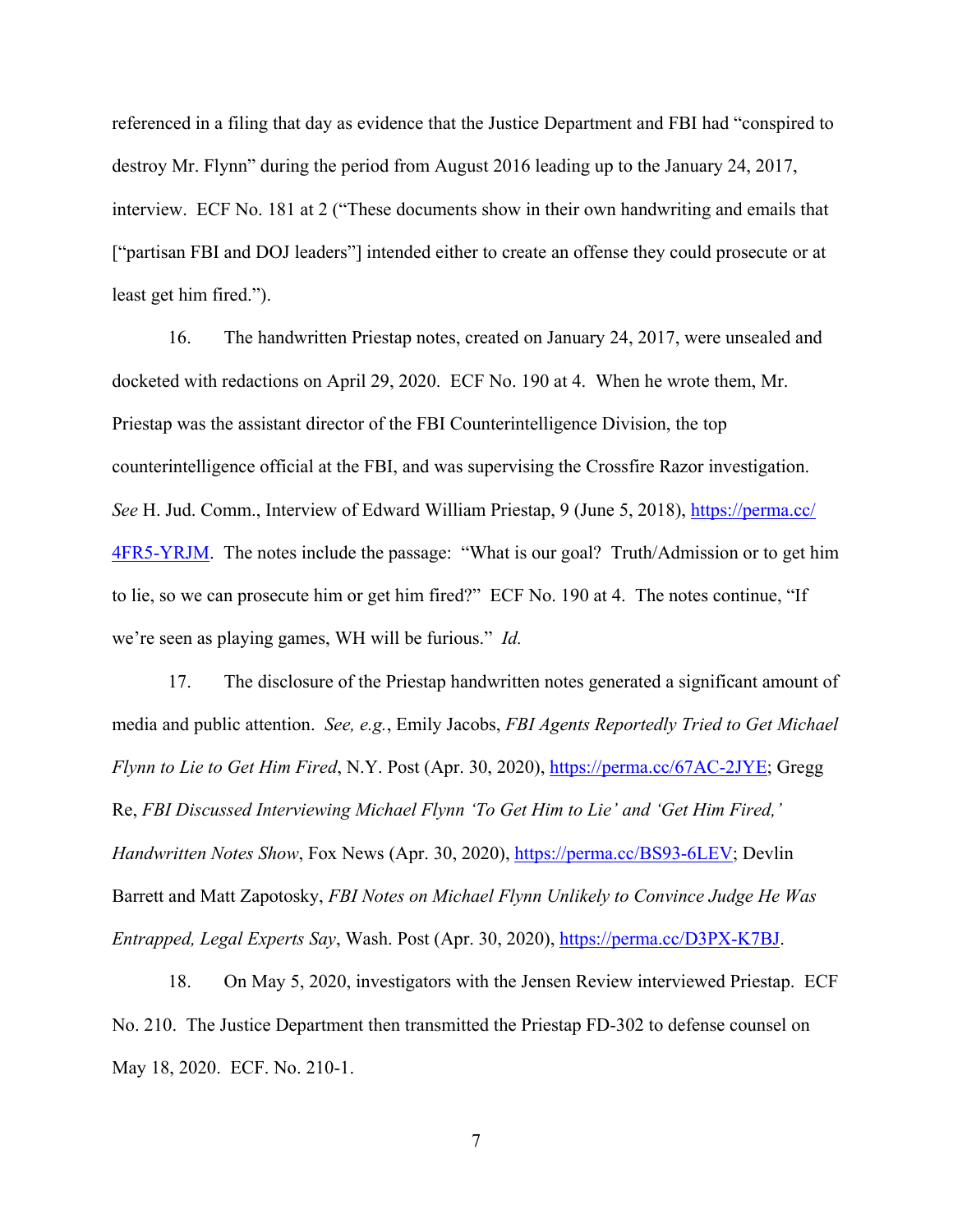referenced in a filing that day as evidence that the Justice Department and FBI had "conspired to destroy Mr. Flynn" during the period from August 2016 leading up to the January 24, 2017, interview. ECF No. 181 at 2 ("These documents show in their own handwriting and emails that ["partisan FBI and DOJ leaders"] intended either to create an offense they could prosecute or at least get him fired.").

16. The handwritten Priestap notes, created on January 24, 2017, were unsealed and docketed with redactions on April 29, 2020. ECF No. 190 at 4. When he wrote them, Mr. Priestap was the assistant director of the FBI Counterintelligence Division, the top counterintelligence official at the FBI, and was supervising the Crossfire Razor investigation. *See* H. Jud. Comm., Interview of Edward William Priestap, 9 (June 5, 2018), https://perma.cc/4FR5-YRJM. The notes include the passage: "What is our goal? Truth/Admission or to get him to lie, so we can prosecute him or get him fired?" ECF No. 190 at 4. The notes continue, "If we're seen as playing games, WH will be furious." *Id.*

17. The disclosure of the Priestap handwritten notes generated a significant amount of media and public attention. *See, e.g.*, Emily Jacobs, *FBI Agents Reportedly Tried to Get Michael Flynn to Lie to Get Him Fired*, N.Y. Post (Apr. 30, 2020), https://perma.cc/67AC-2JYE; Gregg Re, *FBI Discussed Interviewing Michael Flynn 'To Get Him to Lie' and 'Get Him Fired,' Handwritten Notes Show*, Fox News (Apr. 30, 2020), https://perma.cc/BS93-6LEV; Devlin Barrett and Matt Zapotosky, *FBI Notes on Michael Flynn Unlikely to Convince Judge He Was Entrapped, Legal Experts Say*, Wash. Post (Apr. 30, 2020), https://perma.cc/D3PX-K7BJ.

18. On May 5, 2020, investigators with the Jensen Review interviewed Priestap. ECF No. 210. The Justice Department then transmitted the Priestap FD-302 to defense counsel on May 18, 2020. ECF. No. 210-1.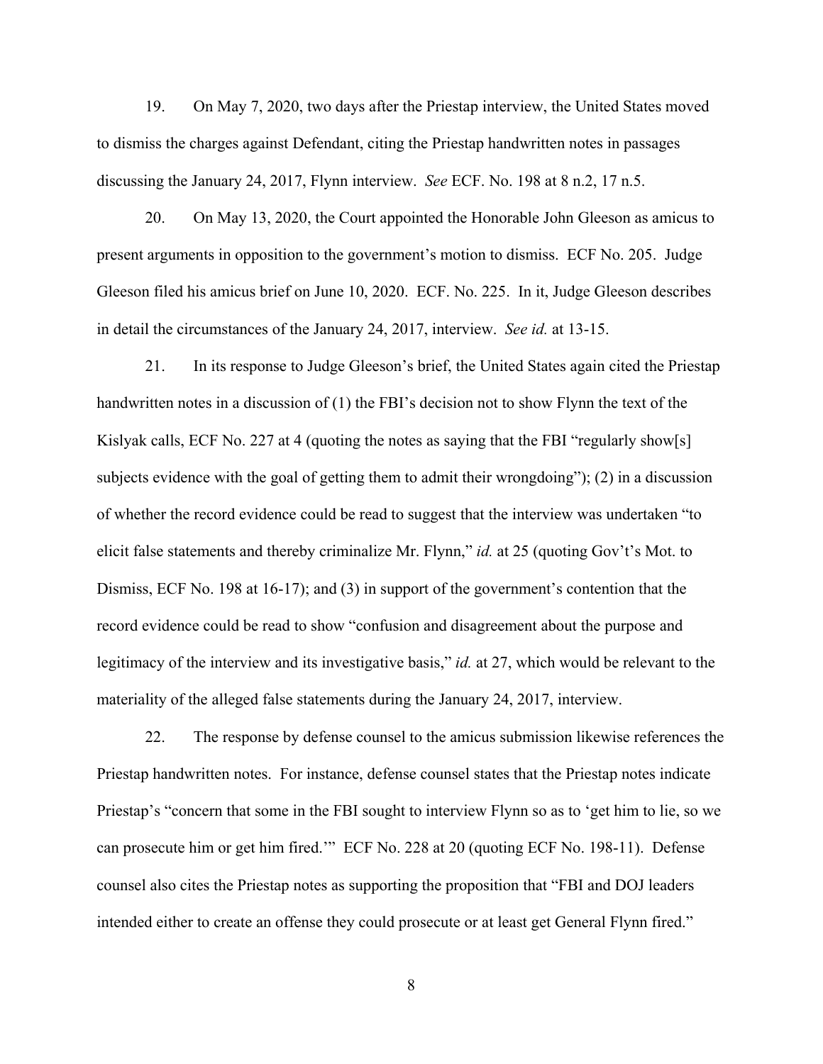19. On May 7, 2020, two days after the Priestap interview, the United States moved to dismiss the charges against Defendant, citing the Priestap handwritten notes in passages discussing the January 24, 2017, Flynn interview. *See* ECF. No. 198 at 8 n.2, 17 n.5.

20. On May 13, 2020, the Court appointed the Honorable John Gleeson as amicus to present arguments in opposition to the government's motion to dismiss. ECF No. 205. Judge Gleeson filed his amicus brief on June 10, 2020. ECF. No. 225. In it, Judge Gleeson describes in detail the circumstances of the January 24, 2017, interview. *See id.* at 13-15.

21. In its response to Judge Gleeson's brief, the United States again cited the Priestap handwritten notes in a discussion of (1) the FBI's decision not to show Flynn the text of the Kislyak calls, ECF No. 227 at 4 (quoting the notes as saying that the FBI "regularly show[s] subjects evidence with the goal of getting them to admit their wrongdoing"); (2) in a discussion of whether the record evidence could be read to suggest that the interview was undertaken "to elicit false statements and thereby criminalize Mr. Flynn," *id.* at 25 (quoting Gov't's Mot. to Dismiss, ECF No. 198 at 16-17); and (3) in support of the government's contention that the record evidence could be read to show "confusion and disagreement about the purpose and legitimacy of the interview and its investigative basis," *id.* at 27, which would be relevant to the materiality of the alleged false statements during the January 24, 2017, interview.

22. The response by defense counsel to the amicus submission likewise references the Priestap handwritten notes. For instance, defense counsel states that the Priestap notes indicate Priestap's "concern that some in the FBI sought to interview Flynn so as to 'get him to lie, so we can prosecute him or get him fired.'" ECF No. 228 at 20 (quoting ECF No. 198-11). Defense counsel also cites the Priestap notes as supporting the proposition that "FBI and DOJ leaders intended either to create an offense they could prosecute or at least get General Flynn fired."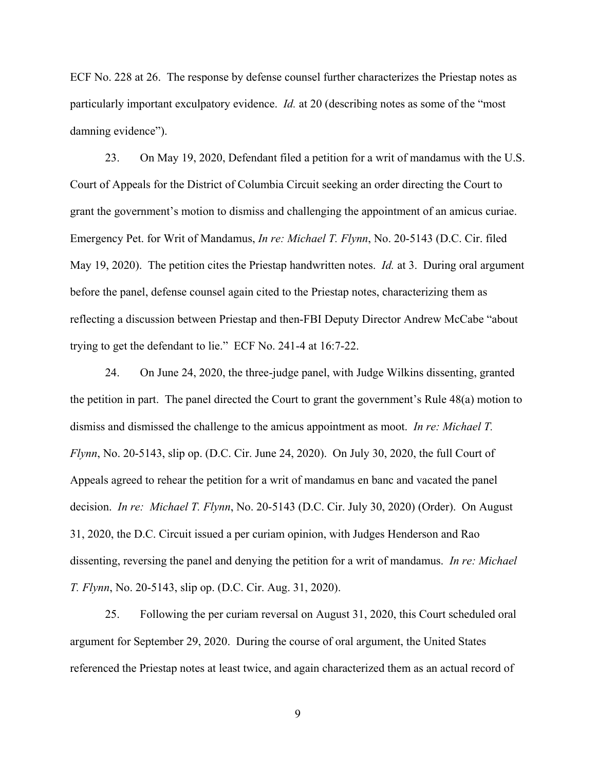ECF No. 228 at 26. The response by defense counsel further characterizes the Priestap notes as particularly important exculpatory evidence. *Id.* at 20 (describing notes as some of the "most damning evidence").

23. On May 19, 2020, Defendant filed a petition for a writ of mandamus with the U.S. Court of Appeals for the District of Columbia Circuit seeking an order directing the Court to grant the government's motion to dismiss and challenging the appointment of an amicus curiae. Emergency Pet. for Writ of Mandamus, *In re: Michael T. Flynn*, No. 20-5143 (D.C. Cir. filed May 19, 2020). The petition cites the Priestap handwritten notes. *Id.* at 3. During oral argument before the panel, defense counsel again cited to the Priestap notes, characterizing them as reflecting a discussion between Priestap and then-FBI Deputy Director Andrew McCabe "about trying to get the defendant to lie." ECF No. 241-4 at 16:7-22.

24. On June 24, 2020, the three-judge panel, with Judge Wilkins dissenting, granted the petition in part. The panel directed the Court to grant the government's Rule 48(a) motion to dismiss and dismissed the challenge to the amicus appointment as moot. *In re: Michael T. Flynn*, No. 20-5143, slip op. (D.C. Cir. June 24, 2020). On July 30, 2020, the full Court of Appeals agreed to rehear the petition for a writ of mandamus en banc and vacated the panel decision. *In re: Michael T. Flynn*, No. 20-5143 (D.C. Cir. July 30, 2020) (Order). On August 31, 2020, the D.C. Circuit issued a per curiam opinion, with Judges Henderson and Rao dissenting, reversing the panel and denying the petition for a writ of mandamus. *In re: Michael T. Flynn*, No. 20-5143, slip op. (D.C. Cir. Aug. 31, 2020).

25. Following the per curiam reversal on August 31, 2020, this Court scheduled oral argument for September 29, 2020. During the course of oral argument, the United States referenced the Priestap notes at least twice, and again characterized them as an actual record of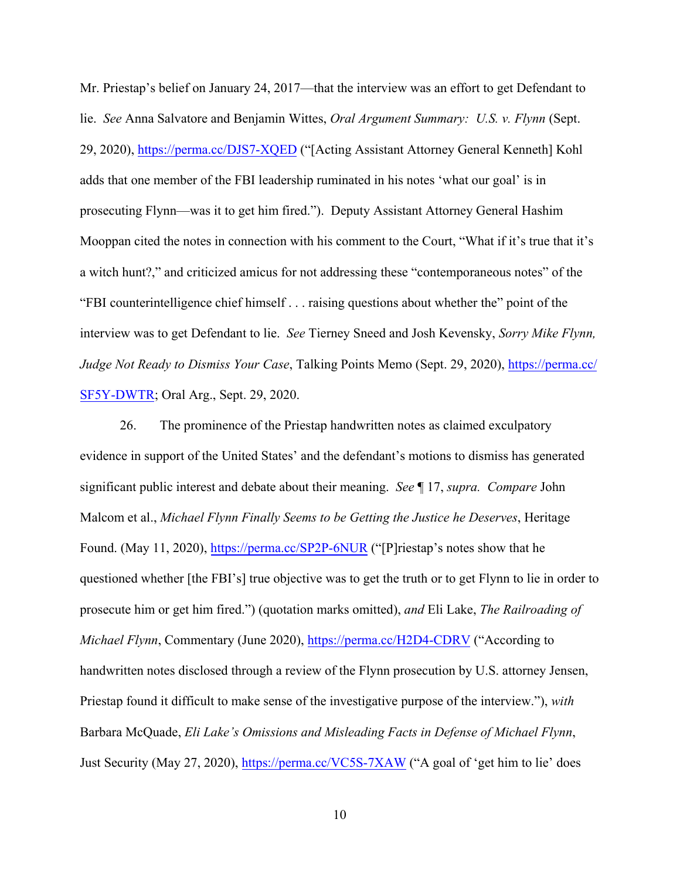Mr. Priestap's belief on January 24, 2017—that the interview was an effort to get Defendant to lie. *See* Anna Salvatore and Benjamin Wittes, *Oral Argument Summary: U.S. v. Flynn* (Sept. 29, 2020), https://perma.cc/DJS7-XQED ("[Acting Assistant Attorney General Kenneth] Kohl adds that one member of the FBI leadership ruminated in his notes 'what our goal' is in prosecuting Flynn—was it to get him fired."). Deputy Assistant Attorney General Hashim Mooppan cited the notes in connection with his comment to the Court, "What if it's true that it's a witch hunt?," and criticized amicus for not addressing these "contemporaneous notes" of the "FBI counterintelligence chief himself . . . raising questions about whether the" point of the interview was to get Defendant to lie. *See* Tierney Sneed and Josh Kevensky, *Sorry Mike Flynn, Judge Not Ready to Dismiss Your Case*, Talking Points Memo (Sept. 29, 2020), https://perma.cc/SF5Y-DWTR; Oral Arg., Sept. 29, 2020.

26. The prominence of the Priestap handwritten notes as claimed exculpatory evidence in support of the United States' and the defendant's motions to dismiss has generated significant public interest and debate about their meaning. *See* ¶ 17, *supra. Compare* John Malcom et al., *Michael Flynn Finally Seems to be Getting the Justice he Deserves*, Heritage Found. (May 11, 2020), https://perma.cc/SP2P-6NUR ("[P]riestap's notes show that he questioned whether [the FBI's] true objective was to get the truth or to get Flynn to lie in order to prosecute him or get him fired.") (quotation marks omitted), *and* Eli Lake, *The Railroading of Michael Flynn*, Commentary (June 2020), https://perma.cc/H2D4-CDRV ("According to handwritten notes disclosed through a review of the Flynn prosecution by U.S. attorney Jensen, Priestap found it difficult to make sense of the investigative purpose of the interview."), *with* Barbara McQuade, *Eli Lake's Omissions and Misleading Facts in Defense of Michael Flynn*, Just Security (May 27, 2020), https://perma.cc/VC5S-7XAW ("A goal of 'get him to lie' does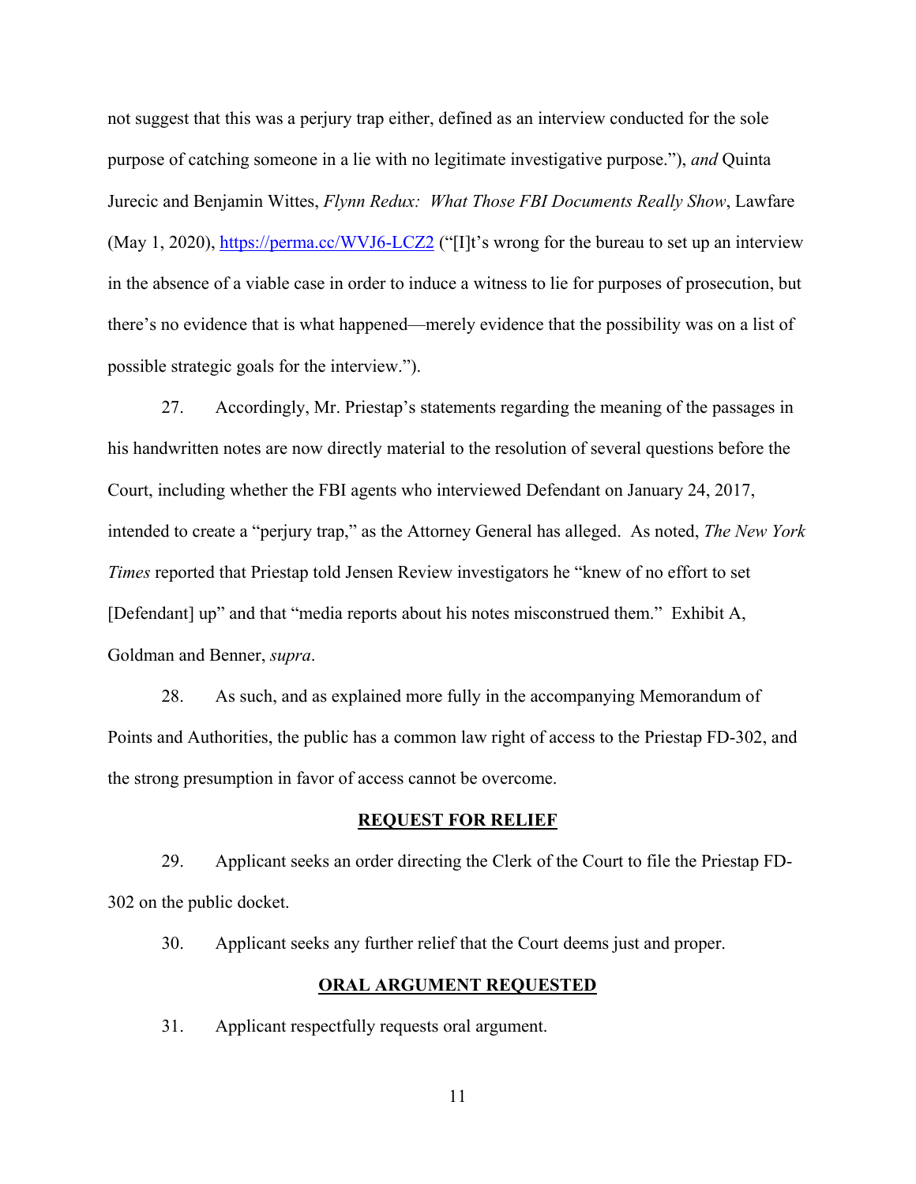not suggest that this was a perjury trap either, defined as an interview conducted for the sole purpose of catching someone in a lie with no legitimate investigative purpose."), *and* Quinta Jurecic and Benjamin Wittes, *Flynn Redux: What Those FBI Documents Really Show*, Lawfare (May 1, 2020), https://perma.cc/WVJ6-LCZ2 ("[I]t's wrong for the bureau to set up an interview in the absence of a viable case in order to induce a witness to lie for purposes of prosecution, but there's no evidence that is what happened—merely evidence that the possibility was on a list of possible strategic goals for the interview.").

27. Accordingly, Mr. Priestap's statements regarding the meaning of the passages in his handwritten notes are now directly material to the resolution of several questions before the Court, including whether the FBI agents who interviewed Defendant on January 24, 2017, intended to create a "perjury trap," as the Attorney General has alleged. As noted, *The New York Times* reported that Priestap told Jensen Review investigators he "knew of no effort to set [Defendant] up" and that "media reports about his notes misconstrued them." Exhibit A, Goldman and Benner, *supra*.

28. As such, and as explained more fully in the accompanying Memorandum of Points and Authorities, the public has a common law right of access to the Priestap FD-302, and the strong presumption in favor of access cannot be overcome.

## REQUEST FOR RELIEF

29. Applicant seeks an order directing the Clerk of the Court to file the Priestap FD-302 on the public docket.

30. Applicant seeks any further relief that the Court deems just and proper.

## ORAL ARGUMENT REQUESTED

31. Applicant respectfully requests oral argument.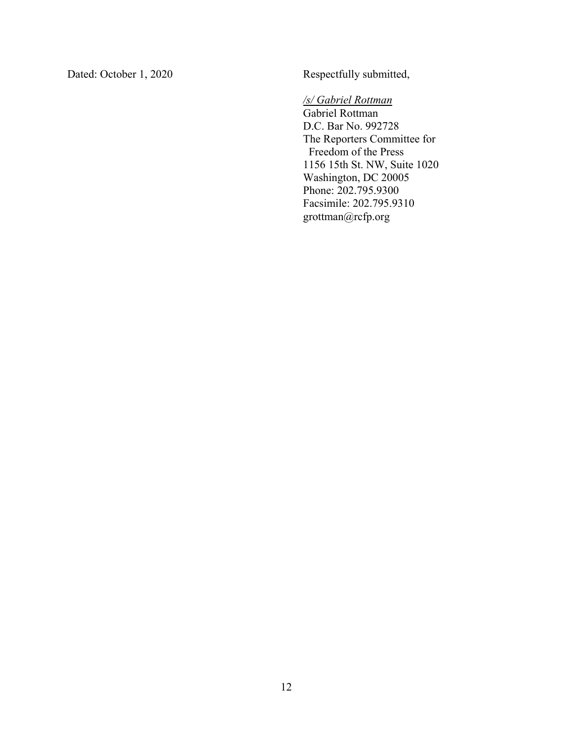Dated: October 1, 2020

Respectfully submitted,

*/s/ Gabriel Rottman*
Gabriel Rottman
D.C. Bar No. 992728
The Reporters Committee for
Freedom of the Press
1156 15th St. NW, Suite 1020
Washington, DC 20005
Phone: 202.795.9300
Facsimile: 202.795.9310
grottman@rcfp.org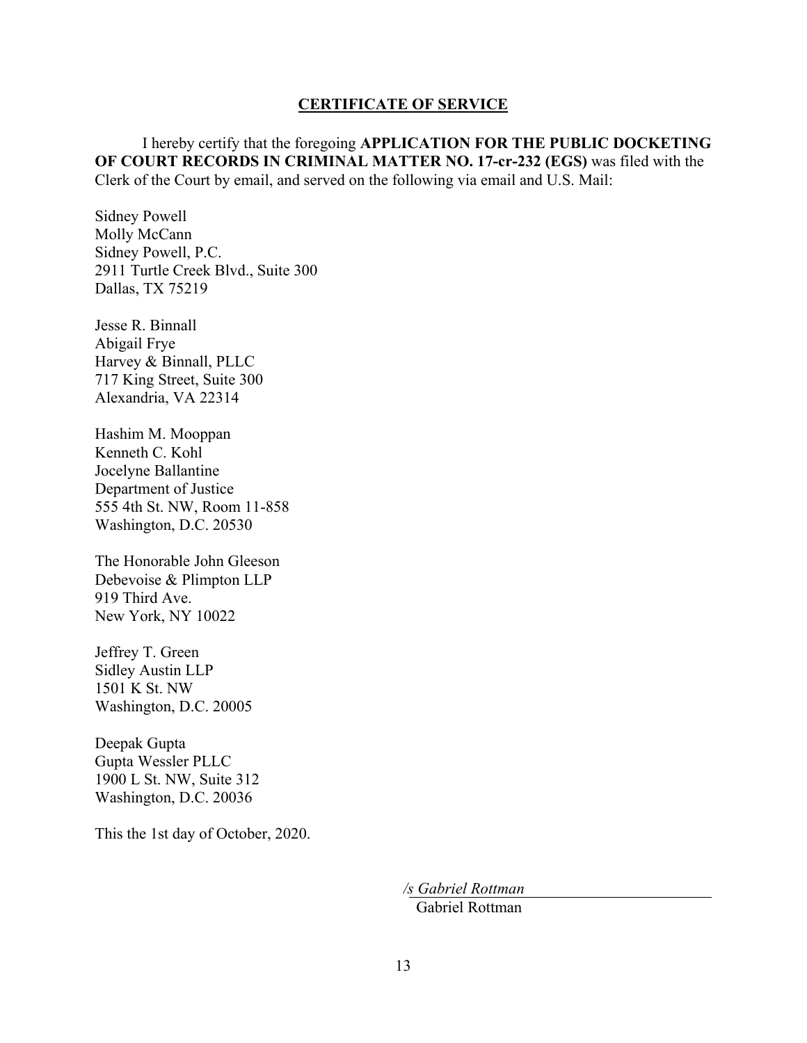## **CERTIFICATE OF SERVICE**

I hereby certify that the foregoing **APPLICATION FOR THE PUBLIC DOCKETING OF COURT RECORDS IN CRIMINAL MATTER NO. 17-cr-232 (EGS)** was filed with the Clerk of the Court by email, and served on the following via email and U.S. Mail:

Sidney Powell
Molly McCann
Sidney Powell, P.C.
2911 Turtle Creek Blvd., Suite 300
Dallas, TX 75219

Jesse R. Binnall
Abigail Frye
Harvey & Binnall, PLLC
717 King Street, Suite 300
Alexandria, VA 22314

Hashim M. Mooppan
Kenneth C. Kohl
Jocelyne Ballantine
Department of Justice
555 4th St. NW, Room 11-858
Washington, D.C. 20530

The Honorable John Gleeson
Debevoise & Plimpton LLP
919 Third Ave.
New York, NY 10022

Jeffrey T. Green
Sidley Austin LLP
1501 K St. NW
Washington, D.C. 20005

Deepak Gupta
Gupta Wessler PLLC
1900 L St. NW, Suite 312
Washington, D.C. 20036

This the 1st day of October, 2020.

*/s Gabriel Rottman*
Gabriel Rottman